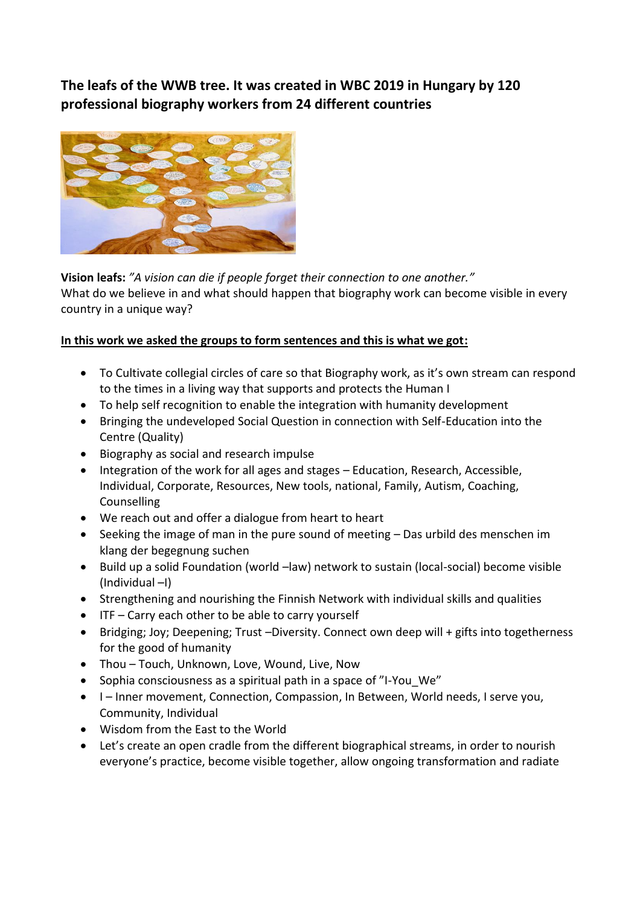**The leafs of the WWB tree. It was created in WBC 2019 in Hungary by 120 professional biography workers from 24 different countries**

**Vision leafs:** *"A vision can die if people forget their connection to one another."*
What do we believe in and what should happen that biography work can become visible in every country in a unique way?

**In this work we asked the groups to form sentences and this is what we got:**

- To Cultivate collegial circles of care so that Biography work, as it's own stream can respond to the times in a living way that supports and protects the Human I
- To help self recognition to enable the integration with humanity development
- Bringing the undeveloped Social Question in connection with Self-Education into the Centre (Quality)
- Biography as social and research impulse
- Integration of the work for all ages and stages – Education, Research, Accessible, Individual, Corporate, Resources, New tools, national, Family, Autism, Coaching, Counselling
- We reach out and offer a dialogue from heart to heart
- Seeking the image of man in the pure sound of meeting – Das urbild des menschen im klang der begegnung suchen
- Build up a solid Foundation (world –law) network to sustain (local-social) become visible (Individual –I)
- Strengthening and nourishing the Finnish Network with individual skills and qualities
- ITF – Carry each other to be able to carry yourself
- Bridging; Joy; Deepening; Trust –Diversity. Connect own deep will + gifts into togetherness for the good of humanity
- Thou – Touch, Unknown, Love, Wound, Live, Now
- Sophia consciousness as a spiritual path in a space of "I-You_We"
- I – Inner movement, Connection, Compassion, In Between, World needs, I serve you, Community, Individual
- Wisdom from the East to the World
- Let's create an open cradle from the different biographical streams, in order to nourish everyone's practice, become visible together, allow ongoing transformation and radiate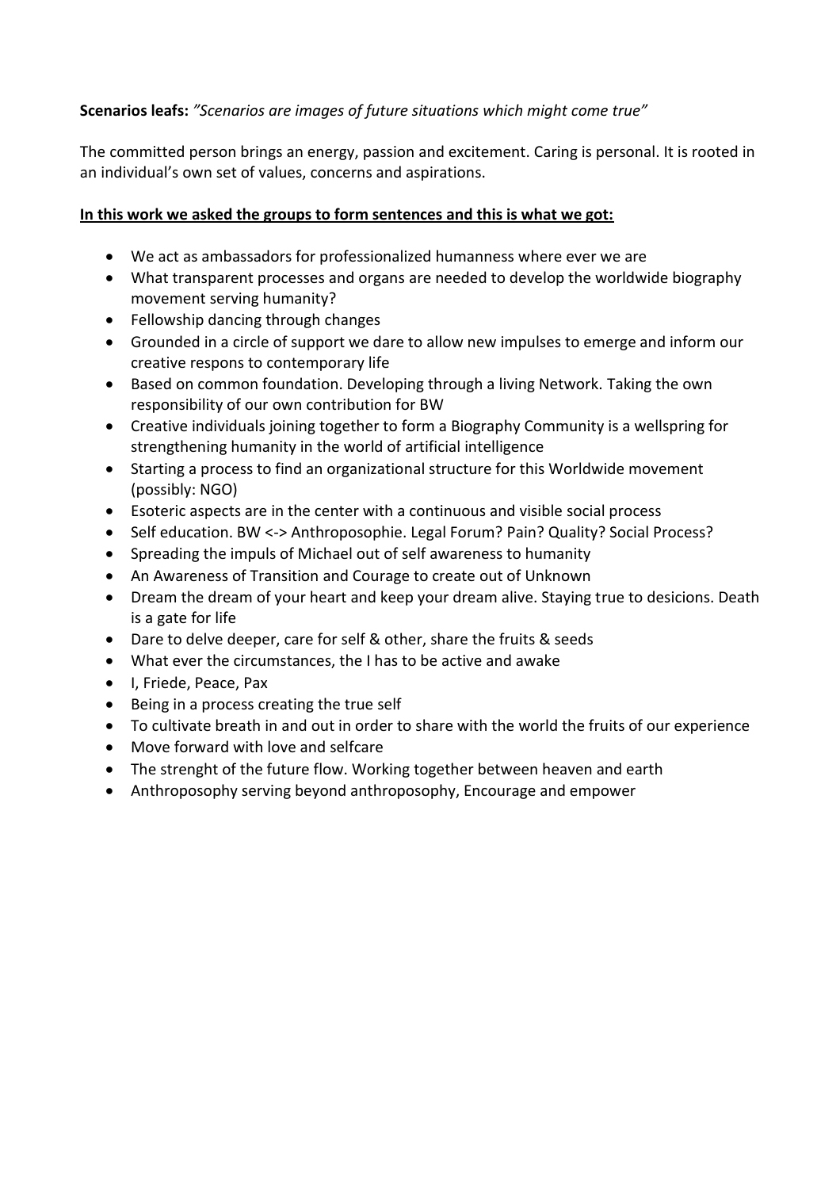**Scenarios leafs:** *"Scenarios are images of future situations which might come true"*

The committed person brings an energy, passion and excitement. Caring is personal. It is rooted in an individual's own set of values, concerns and aspirations.

**<u>In this work we asked the groups to form sentences and this is what we got:</u>**

- We act as ambassadors for professionalized humanness where ever we are
- What transparent processes and organs are needed to develop the worldwide biography movement serving humanity?
- Fellowship dancing through changes
- Grounded in a circle of support we dare to allow new impulses to emerge and inform our creative respons to contemporary life
- Based on common foundation. Developing through a living Network. Taking the own responsibility of our own contribution for BW
- Creative individuals joining together to form a Biography Community is a wellspring for strengthening humanity in the world of artificial intelligence
- Starting a process to find an organizational structure for this Worldwide movement (possibly: NGO)
- Esoteric aspects are in the center with a continuous and visible social process
- Self education. BW <-> Anthroposophie. Legal Forum? Pain? Quality? Social Process?
- Spreading the impuls of Michael out of self awareness to humanity
- An Awareness of Transition and Courage to create out of Unknown
- Dream the dream of your heart and keep your dream alive. Staying true to desicions. Death is a gate for life
- Dare to delve deeper, care for self & other, share the fruits & seeds
- What ever the circumstances, the I has to be active and awake
- I, Friede, Peace, Pax
- Being in a process creating the true self
- To cultivate breath in and out in order to share with the world the fruits of our experience
- Move forward with love and selfcare
- The strenght of the future flow. Working together between heaven and earth
- Anthroposophy serving beyond anthroposophy, Encourage and empower